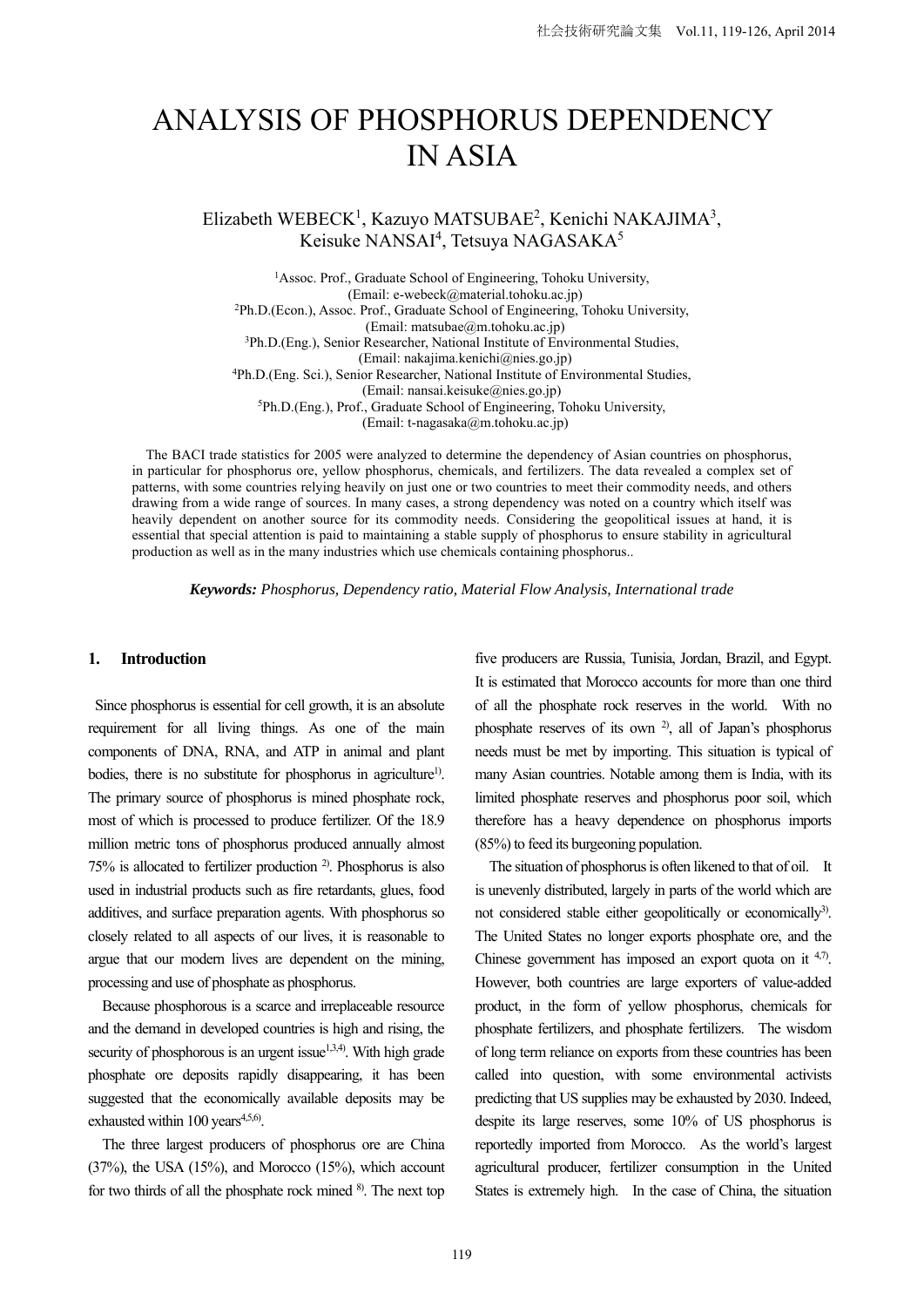# ANALYSIS OF PHOSPHORUS DEPENDENCY IN ASIA

Elizabeth WEBECK[1], Kazuyo MATSUBAE[2], Kenichi NAKAJIMA[3], Keisuke NANSAI[4], Tetsuya NAGASAKA[5]

[1]Assoc. Prof., Graduate School of Engineering, Tohoku University,
(Email: e-webeck@material.tohoku.ac.jp)
[2]Ph.D.(Econ.), Assoc. Prof., Graduate School of Engineering, Tohoku University,
(Email: matsubae@m.tohoku.ac.jp)
[3]Ph.D.(Eng.), Senior Researcher, National Institute of Environmental Studies,
(Email: nakajima.kenichi@nies.go.jp)
[4]Ph.D.(Eng. Sci.), Senior Researcher, National Institute of Environmental Studies,
(Email: nansai.keisuke@nies.go.jp)
[5]Ph.D.(Eng.), Prof., Graduate School of Engineering, Tohoku University,
(Email: t-nagasaka@m.tohoku.ac.jp)

The BACI trade statistics for 2005 were analyzed to determine the dependency of Asian countries on phosphorus, in particular for phosphorus ore, yellow phosphorus, chemicals, and fertilizers. The data revealed a complex set of patterns, with some countries relying heavily on just one or two countries to meet their commodity needs, and others drawing from a wide range of sources. In many cases, a strong dependency was noted on a country which itself was heavily dependent on another source for its commodity needs. Considering the geopolitical issues at hand, it is essential that special attention is paid to maintaining a stable supply of phosphorus to ensure stability in agricultural production as well as in the many industries which use chemicals containing phosphorus..

***Keywords:*** *Phosphorus, Dependency ratio, Material Flow Analysis, International trade*

## 1. Introduction

Since phosphorus is essential for cell growth, it is an absolute requirement for all living things. As one of the main components of DNA, RNA, and ATP in animal and plant bodies, there is no substitute for phosphorus in agriculture[1]). The primary source of phosphorus is mined phosphate rock, most of which is processed to produce fertilizer. Of the 18.9 million metric tons of phosphorus produced annually almost 75% is allocated to fertilizer production [2]). Phosphorus is also used in industrial products such as fire retardants, glues, food additives, and surface preparation agents. With phosphorus so closely related to all aspects of our lives, it is reasonable to argue that our modern lives are dependent on the mining, processing and use of phosphate as phosphorus.

Because phosphorus is a scarce and irreplaceable resource and the demand in developed countries is high and rising, the security of phosphorous is an urgent issue[1,3,4]). With high grade phosphate ore deposits rapidly disappearing, it has been suggested that the economically available deposits may be exhausted within 100 years[4,5,6]).

The three largest producers of phosphorus ore are China (37%), the USA (15%), and Morocco (15%), which account for two thirds of all the phosphate rock mined [8]). The next top five producers are Russia, Tunisia, Jordan, Brazil, and Egypt. It is estimated that Morocco accounts for more than one third of all the phosphate rock reserves in the world. With no phosphate reserves of its own [2]), all of Japan's phosphorus needs must be met by importing. This situation is typical of many Asian countries. Notable among them is India, with its limited phosphate reserves and phosphorus poor soil, which therefore has a heavy dependence on phosphorus imports (85%) to feed its burgeoning population.

The situation of phosphorus is often likened to that of oil. It is unevenly distributed, largely in parts of the world which are not considered stable either geopolitically or economically[3]). The United States no longer exports phosphate ore, and the Chinese government has imposed an export quota on it [4,7]). However, both countries are large exporters of value-added product, in the form of yellow phosphorus, chemicals for phosphate fertilizers, and phosphate fertilizers. The wisdom of long term reliance on exports from these countries has been called into question, with some environmental activists predicting that US supplies may be exhausted by 2030. Indeed, despite its large reserves, some 10% of US phosphorus is reportedly imported from Morocco. As the world's largest agricultural producer, fertilizer consumption in the United States is extremely high. In the case of China, the situation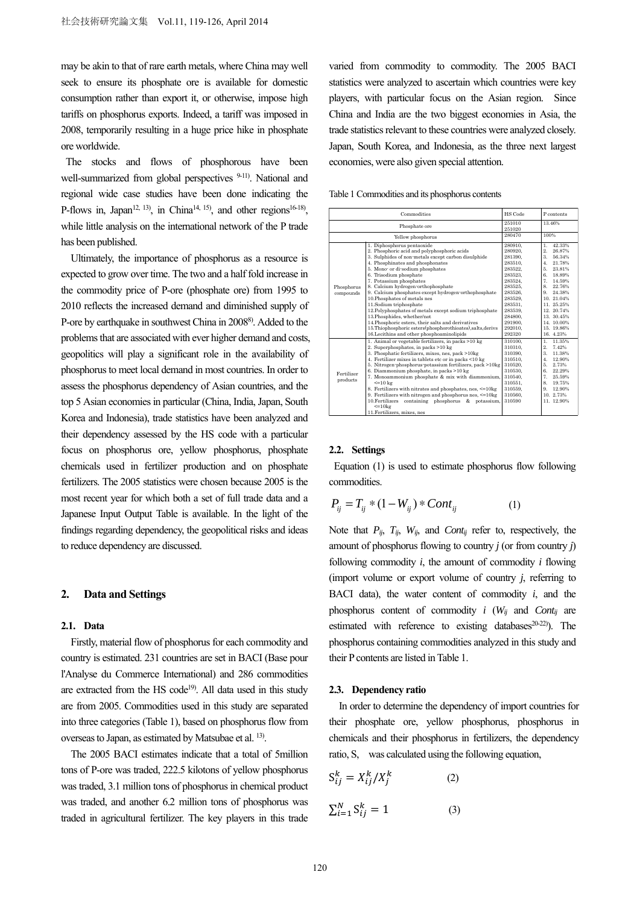may be akin to that of rare earth metals, where China may well seek to ensure its phosphate ore is available for domestic consumption rather than export it, or otherwise, impose high tariffs on phosphorus exports. Indeed, a tariff was imposed in 2008, temporarily resulting in a huge price hike in phosphate ore worldwide.

The stocks and flows of phosphorous have been well-summarized from global perspectives [9-11]. National and regional wide case studies have been done indicating the P-flows in, Japan[12, 13], in China[14, 15], and other regions[16-18], while little analysis on the international network of the P trade has been published.

Ultimately, the importance of phosphorus as a resource is expected to grow over time. The two and a half fold increase in the commodity price of P-ore (phosphate ore) from 1995 to 2010 reflects the increased demand and diminished supply of P-ore by earthquake in southwest China in 2008[8]. Added to the problems that are associated with ever higher demand and costs, geopolitics will play a significant role in the availability of phosphorus to meet local demand in most countries. In order to assess the phosphorus dependency of Asian countries, and the top 5 Asian economies in particular (China, India, Japan, South Korea and Indonesia), trade statistics have been analyzed and their dependency assessed by the HS code with a particular focus on phosphorus ore, yellow phosphorus, phosphate chemicals used in fertilizer production and on phosphate fertilizers. The 2005 statistics were chosen because 2005 is the most recent year for which both a set of full trade data and a Japanese Input Output Table is available. In the light of the findings regarding dependency, the geopolitical risks and ideas to reduce dependency are discussed.

## 2. Data and Settings

### 2.1. Data

Firstly, material flow of phosphorus for each commodity and country is estimated. 231 countries are set in BACI (Base pour l'Analyse du Commerce International) and 286 commodities are extracted from the HS code[19]. All data used in this study are from 2005. Commodities used in this study are separated into three categories (Table 1), based on phosphorus flow from overseas to Japan, as estimated by Matsubae et al. [13].

The 2005 BACI estimates indicate that a total of 5million tons of P-ore was traded, 222.5 kilotons of yellow phosphorus was traded, 3.1 million tons of phosphorus in chemical product was traded, and another 6.2 million tons of phosphorus was traded in agricultural fertilizer. The key players in this trade varied from commodity to commodity. The 2005 BACI statistics were analyzed to ascertain which countries were key players, with particular focus on the Asian region. Since China and India are the two biggest economies in Asia, the trade statistics relevant to these countries were analyzed closely. Japan, South Korea, and Indonesia, as the three next largest economies, were also given special attention.

Table 1 Commodities and its phosphorus contents

| Commodities | | HS Code | P contents |
|---|---|---|---|
| Phosphate ore | | 251010<br>251020 | 13.46% |
| Yellow phosphorus | | 280470 | 100% |
| Phosphorus compounds | 1. Diphosphorus pentaoxide<br>2. Phosphoric acid and polyphosphoric acids<br>3. Sulphides of non-metals except carbon disulphide<br>4. Phosphinates and phosphonates<br>5. Mono- or di-sodium phosphates<br>6. Trisodium phosphate<br>7. Potassium phosphates<br>8. Calcium hydrogen-orthophosphate<br>9. Calcium phosphates except hydrogen-orthophosphate<br>10.Phosphates of metals nes<br>11.Sodium triphosphate<br>12.Polyphosphates of metals except sodium triphosphate<br>13.Phosphides, whether/not<br>14.Phosphoric esters, their salts and derivatives<br>15.Thiophosphoric esters(phosphorothioates),salts,derivs<br>16.Lecithins and other phosphoaminolipids | 280910,<br>280920,<br>281390,<br>283510,<br>283522,<br>283523,<br>283524,<br>283525,<br>283526,<br>283529,<br>283531,<br>283539,<br>284800,<br>291900,<br>292010,<br>292320 | 1. 42.33%<br>2. 26.87%<br>3. 56.34%<br>4. 21.78%<br>5. 23.81%<br>6. 18.89%<br>7. 14.59%<br>8. 22.76%<br>9. 24.38%<br>10. 21.04%<br>11. 25.25%<br>12. 20.74%<br>13. 30.45%<br>14. 10.00%<br>15. 19.86%<br>16. 4.23% |
| Fertilizer products | 1. Animal or vegetable fertilizers, in packs >10 kg<br>2. Superphosphates, in packs >10 kg<br>3. Phosphatic fertilizers, mixes, nes, pack >10kg<br>4. Fertilizer mixes in tablets etc or in packs <10 kg<br>5. Nitrogen-phosphorus-potassium fertilizers, pack >10kg<br>6. Diammonium phosphate, in packs >10 kg<br>7. Monoammonium phosphate & mix with diammonium, <=10 kg<br>8. Fertilizers with nitrates and phosphates, nes, <=10kg<br>9. Fertilizers with nitrogen and phosphorus nes, <=10kg<br>10.Fertilizers containing phosphorus & potassium, <=10kg<br>11.Fertilizers, mixes, nes | 310100,<br>310310,<br>310390,<br>310510,<br>310520,<br>310530,<br>310540,<br>310551,<br>310559,<br>310560,<br>310590 | 1. 11.35%<br>2. 7.42%<br>3. 11.38%<br>4. 12.90%<br>5. 2.73%<br>6. 22.29%<br>7. 25.59%<br>8. 19.75%<br>9. 12.90%<br>10. 2.73%<br>11. 12.90% |

### 2.2. Settings

Equation (1) is used to estimate phosphorus flow following commodities.

$$P_{ij} = T_{ij} * (1 - W_{ij}) * Cont_{ij} \tag{1}$$

Note that $P_{ij}$, $T_{ij}$, $W_{ij}$, and $Cont_{ij}$ refer to, respectively, the amount of phosphorus flowing to country $j$ (or from country $j$) following commodity $i$, the amount of commodity $i$ flowing (import volume or export volume of country $j$, referring to BACI data), the water content of commodity $i$, and the phosphorus content of commodity $i$ ($W_{ij}$ and $Cont_{ij}$ are estimated with reference to existing databases[20-22]). The phosphorus containing commodities analyzed in this study and their P contents are listed in Table 1.

### 2.3. Dependency ratio

In order to determine the dependency of import countries for their phosphate ore, yellow phosphorus, phosphorus in chemicals and their phosphorus in fertilizers, the dependency ratio, S, was calculated using the following equation,

$$S_{ij}^{k} = X_{ij}^{k} / X_{j}^{k} \tag{2}$$

$$\sum_{i=1}^{N} S_{ij}^{k} = 1 \tag{3}$$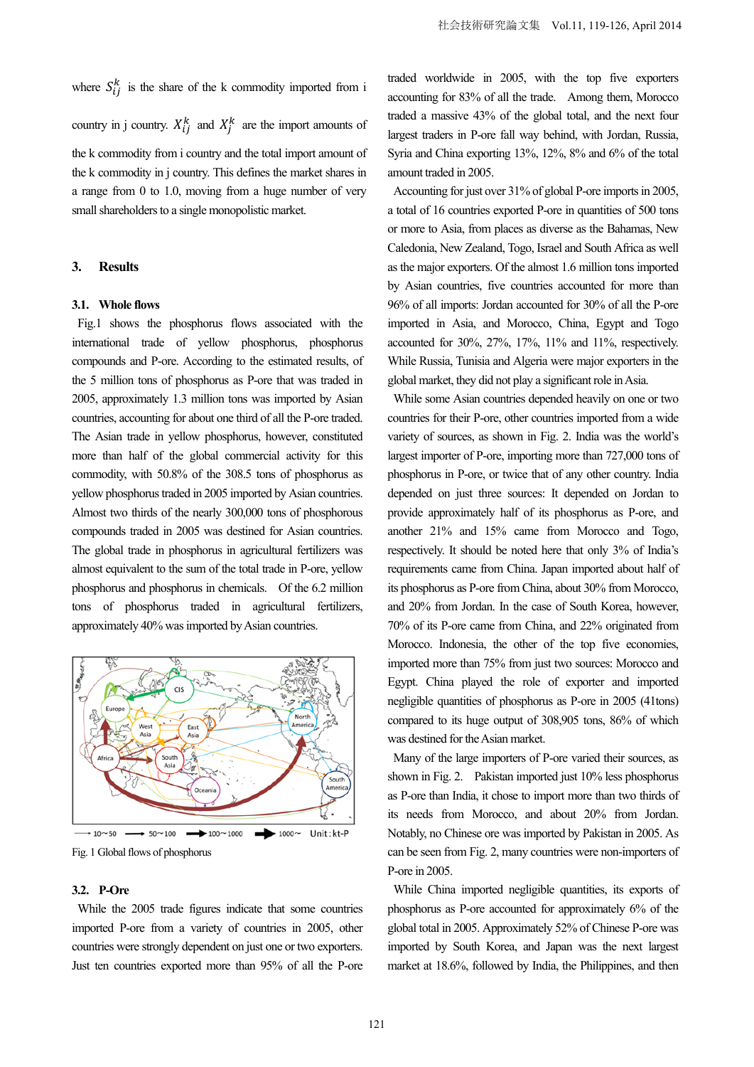where $S_{ij}^k$ is the share of the k commodity imported from i country in j country. $X_{ij}^k$ and $X_j^k$ are the import amounts of the k commodity from i country and the total import amount of the k commodity in j country. This defines the market shares in a range from 0 to 1.0, moving from a huge number of very small shareholders to a single monopolistic market.

## 3. Results

### 3.1. Whole flows

Fig.1 shows the phosphorus flows associated with the international trade of yellow phosphorus, phosphorus compounds and P-ore. According to the estimated results, of the 5 million tons of phosphorus as P-ore that was traded in 2005, approximately 1.3 million tons was imported by Asian countries, accounting for about one third of all the P-ore traded. The Asian trade in yellow phosphorus, however, constituted more than half of the global commercial activity for this commodity, with 50.8% of the 308.5 tons of phosphorus as yellow phosphorus traded in 2005 imported by Asian countries. Almost two thirds of the nearly 300,000 tons of phosphorous compounds traded in 2005 was destined for Asian countries. The global trade in phosphorus in agricultural fertilizers was almost equivalent to the sum of the total trade in P-ore, yellow phosphorus and phosphorus in chemicals. Of the 6.2 million tons of phosphorus traded in agricultural fertilizers, approximately 40% was imported by Asian countries.

Fig. 1 Global flows of phosphorus

### 3.2. P-Ore

While the 2005 trade figures indicate that some countries imported P-ore from a variety of countries in 2005, other countries were strongly dependent on just one or two exporters. Just ten countries exported more than 95% of all the P-ore traded worldwide in 2005, with the top five exporters accounting for 83% of all the trade. Among them, Morocco traded a massive 43% of the global total, and the next four largest traders in P-ore fall way behind, with Jordan, Russia, Syria and China exporting 13%, 12%, 8% and 6% of the total amount traded in 2005.

Accounting for just over 31% of global P-ore imports in 2005, a total of 16 countries exported P-ore in quantities of 500 tons or more to Asia, from places as diverse as the Bahamas, New Caledonia, New Zealand, Togo, Israel and South Africa as well as the major exporters. Of the almost 1.6 million tons imported by Asian countries, five countries accounted for more than 96% of all imports: Jordan accounted for 30% of all the P-ore imported in Asia, and Morocco, China, Egypt and Togo accounted for 30%, 27%, 17%, 11% and 11%, respectively. While Russia, Tunisia and Algeria were major exporters in the global market, they did not play a significant role in Asia.

While some Asian countries depended heavily on one or two countries for their P-ore, other countries imported from a wide variety of sources, as shown in Fig. 2. India was the world's largest importer of P-ore, importing more than 727,000 tons of phosphorus in P-ore, or twice that of any other country. India depended on just three sources: It depended on Jordan to provide approximately half of its phosphorus as P-ore, and another 21% and 15% came from Morocco and Togo, respectively. It should be noted here that only 3% of India's requirements came from China. Japan imported about half of its phosphorus as P-ore from China, about 30% from Morocco, and 20% from Jordan. In the case of South Korea, however, 70% of its P-ore came from China, and 22% originated from Morocco. Indonesia, the other of the top five economies, imported more than 75% from just two sources: Morocco and Egypt. China played the role of exporter and imported negligible quantities of phosphorus as P-ore in 2005 (41tons) compared to its huge output of 308,905 tons, 86% of which was destined for the Asian market.

Many of the large importers of P-ore varied their sources, as shown in Fig. 2. Pakistan imported just 10% less phosphorus as P-ore than India, it chose to import more than two thirds of its needs from Morocco, and about 20% from Jordan. Notably, no Chinese ore was imported by Pakistan in 2005. As can be seen from Fig. 2, many countries were non-importers of P-ore in 2005.

While China imported negligible quantities, its exports of phosphorus as P-ore accounted for approximately 6% of the global total in 2005. Approximately 52% of Chinese P-ore was imported by South Korea, and Japan was the next largest market at 18.6%, followed by India, the Philippines, and then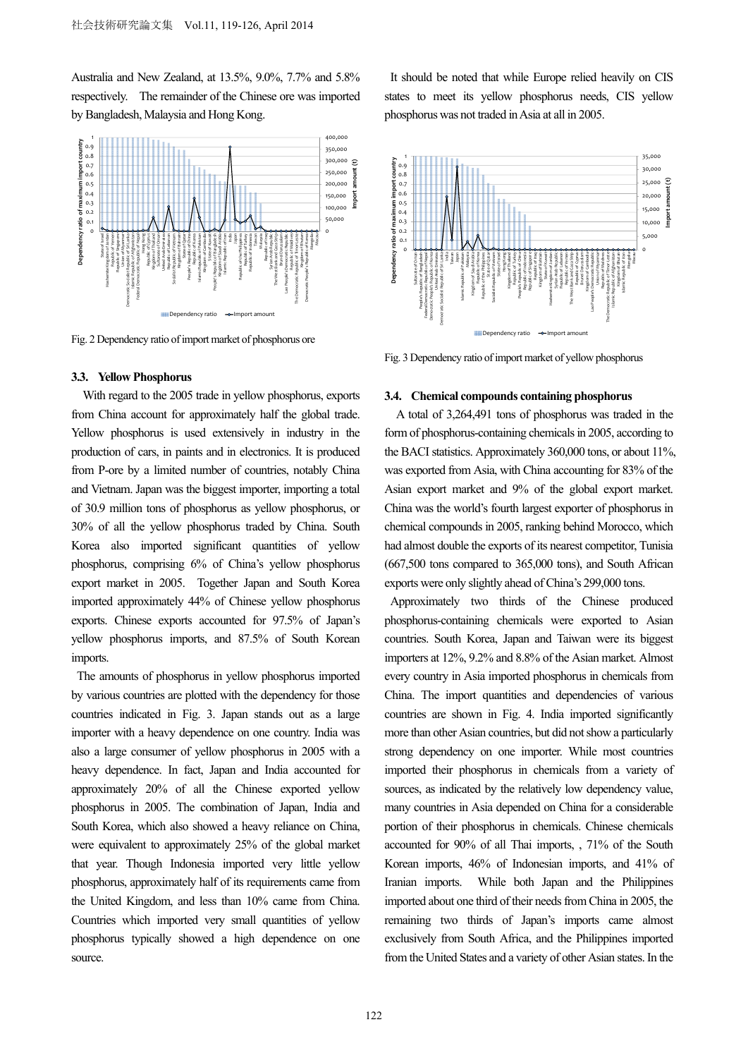Australia and New Zealand, at 13.5%, 9.0%, 7.7% and 5.8% respectively. The remainder of the Chinese ore was imported by Bangladesh, Malaysia and Hong Kong.

Fig. 2 Dependency ratio of import market of phosphorus ore

### 3.3. Yellow Phosphorus

With regard to the 2005 trade in yellow phosphorus, exports from China account for approximately half the global trade. Yellow phosphorus is used extensively in industry in the production of cars, in paints and in electronics. It is produced from P-ore by a limited number of countries, notably China and Vietnam. Japan was the biggest importer, importing a total of 30.9 million tons of phosphorus as yellow phosphorus, or 30% of all the yellow phosphorus traded by China. South Korea also imported significant quantities of yellow phosphorus, comprising 6% of China's yellow phosphorus export market in 2005. Together Japan and South Korea imported approximately 44% of Chinese yellow phosphorus exports. Chinese exports accounted for 97.5% of Japan's yellow phosphorus imports, and 87.5% of South Korean imports.

The amounts of phosphorus in yellow phosphorus imported by various countries are plotted with the dependency for those countries indicated in Fig. 3. Japan stands out as a large importer with a heavy dependence on one country. India was also a large consumer of yellow phosphorus in 2005 with a heavy dependence. In fact, Japan and India accounted for approximately 20% of all the Chinese exported yellow phosphorus in 2005. The combination of Japan, India and South Korea, which also showed a heavy reliance on China, were equivalent to approximately 25% of the global market that year. Though Indonesia imported very little yellow phosphorus, approximately half of its requirements came from the United Kingdom, and less than 10% came from China. Countries which imported very small quantities of yellow phosphorus typically showed a high dependence on one source.

It should be noted that while Europe relied heavily on CIS states to meet its yellow phosphorus needs, CIS yellow phosphorus was not traded in Asia at all in 2005.

Fig. 3 Dependency ratio of import market of yellow phosphorus

### 3.4. Chemical compounds containing phosphorus

A total of 3,264,491 tons of phosphorus was traded in the form of phosphorus-containing chemicals in 2005, according to the BACI statistics. Approximately 360,000 tons, or about 11%, was exported from Asia, with China accounting for 83% of the Asian export market and 9% of the global export market. China was the world's fourth largest exporter of phosphorus in chemical compounds in 2005, ranking behind Morocco, which had almost double the exports of its nearest competitor, Tunisia (667,500 tons compared to 365,000 tons), and South African exports were only slightly ahead of China's 299,000 tons.

Approximately two thirds of the Chinese produced phosphorus-containing chemicals were exported to Asian countries. South Korea, Japan and Taiwan were its biggest importers at 12%, 9.2% and 8.8% of the Asian market. Almost every country in Asia imported phosphorus in chemicals from China. The import quantities and dependencies of various countries are shown in Fig. 4. India imported significantly more than other Asian countries, but did not show a particularly strong dependency on one importer. While most countries imported their phosphorus in chemicals from a variety of sources, as indicated by the relatively low dependency value, many countries in Asia depended on China for a considerable portion of their phosphorus in chemicals. Chinese chemicals accounted for 90% of all Thai imports, , 71% of the South Korean imports, 46% of Indonesian imports, and 41% of Iranian imports. While both Japan and the Philippines imported about one third of their needs from China in 2005, the remaining two thirds of Japan's imports came almost exclusively from South Africa, and the Philippines imported from the United States and a variety of other Asian states. In the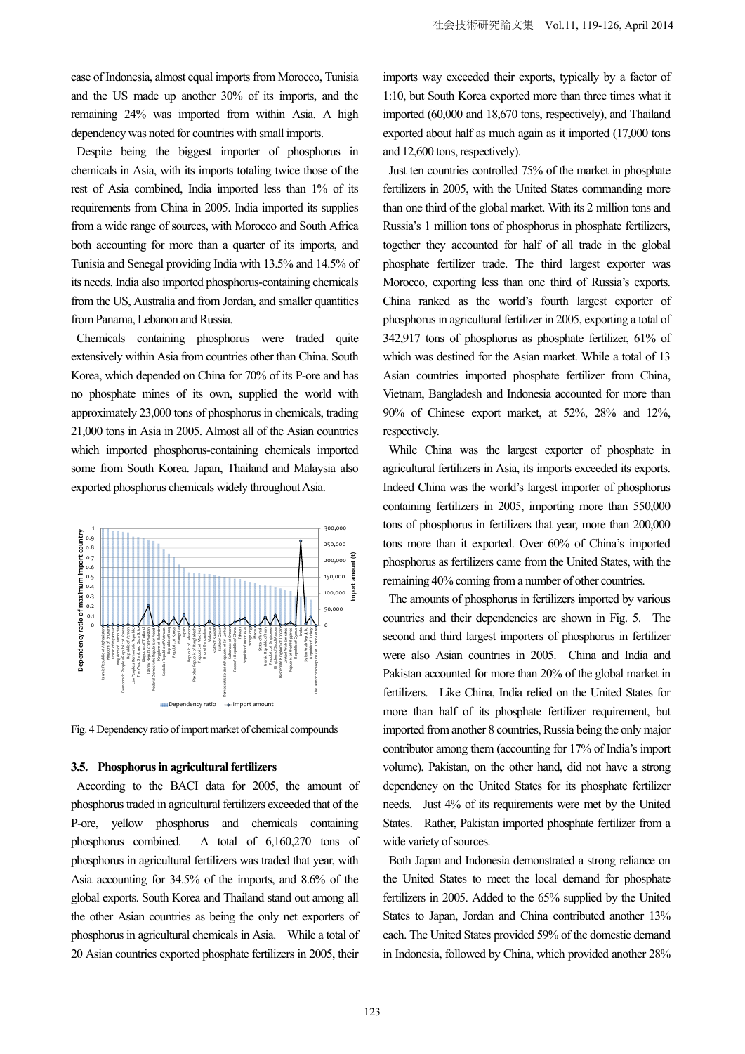case of Indonesia, almost equal imports from Morocco, Tunisia and the US made up another 30% of its imports, and the remaining 24% was imported from within Asia. A high dependency was noted for countries with small imports.

Despite being the biggest importer of phosphorus in chemicals in Asia, with its imports totaling twice those of the rest of Asia combined, India imported less than 1% of its requirements from China in 2005. India imported its supplies from a wide range of sources, with Morocco and South Africa both accounting for more than a quarter of its imports, and Tunisia and Senegal providing India with 13.5% and 14.5% of its needs. India also imported phosphorus-containing chemicals from the US, Australia and from Jordan, and smaller quantities from Panama, Lebanon and Russia.

Chemicals containing phosphorus were traded quite extensively within Asia from countries other than China. South Korea, which depended on China for 70% of its P-ore and has no phosphate mines of its own, supplied the world with approximately 23,000 tons of phosphorus in chemicals, trading 21,000 tons in Asia in 2005. Almost all of the Asian countries which imported phosphorus-containing chemicals imported some from South Korea. Japan, Thailand and Malaysia also exported phosphorus chemicals widely throughout Asia.

Fig. 4 Dependency ratio of import market of chemical compounds

### 3.5. Phosphorus in agricultural fertilizers

According to the BACI data for 2005, the amount of phosphorus traded in agricultural fertilizers exceeded that of the P-ore, yellow phosphorus and chemicals containing phosphorus combined. A total of 6,160,270 tons of phosphorus in agricultural fertilizers was traded that year, with Asia accounting for 34.5% of the imports, and 8.6% of the global exports. South Korea and Thailand stand out among all the other Asian countries as being the only net exporters of phosphorus in agricultural chemicals in Asia. While a total of 20 Asian countries exported phosphate fertilizers in 2005, their imports way exceeded their exports, typically by a factor of 1:10, but South Korea exported more than three times what it imported (60,000 and 18,670 tons, respectively), and Thailand exported about half as much again as it imported (17,000 tons and 12,600 tons, respectively).

Just ten countries controlled 75% of the market in phosphate fertilizers in 2005, with the United States commanding more than one third of the global market. With its 2 million tons and Russia's 1 million tons of phosphorus in phosphate fertilizers, together they accounted for half of all trade in the global phosphate fertilizer trade. The third largest exporter was Morocco, exporting less than one third of Russia's exports. China ranked as the world's fourth largest exporter of phosphorus in agricultural fertilizer in 2005, exporting a total of 342,917 tons of phosphorus as phosphate fertilizer, 61% of which was destined for the Asian market. While a total of 13 Asian countries imported phosphate fertilizer from China, Vietnam, Bangladesh and Indonesia accounted for more than 90% of Chinese export market, at 52%, 28% and 12%, respectively.

While China was the largest exporter of phosphate in agricultural fertilizers in Asia, its imports exceeded its exports. Indeed China was the world's largest importer of phosphorus containing fertilizers in 2005, importing more than 550,000 tons of phosphorus in fertilizers that year, more than 200,000 tons more than it exported. Over 60% of China's imported phosphorus as fertilizers came from the United States, with the remaining 40% coming from a number of other countries.

The amounts of phosphorus in fertilizers imported by various countries and their dependencies are shown in Fig. 5. The second and third largest importers of phosphorus in fertilizer were also Asian countries in 2005. China and India and Pakistan accounted for more than 20% of the global market in fertilizers. Like China, India relied on the United States for more than half of its phosphate fertilizer requirement, but imported from another 8 countries, Russia being the only major contributor among them (accounting for 17% of India's import volume). Pakistan, on the other hand, did not have a strong dependency on the United States for its phosphate fertilizer needs. Just 4% of its requirements were met by the United States. Rather, Pakistan imported phosphate fertilizer from a wide variety of sources.

Both Japan and Indonesia demonstrated a strong reliance on the United States to meet the local demand for phosphate fertilizers in 2005. Added to the 65% supplied by the United States to Japan, Jordan and China contributed another 13% each. The United States provided 59% of the domestic demand in Indonesia, followed by China, which provided another 28%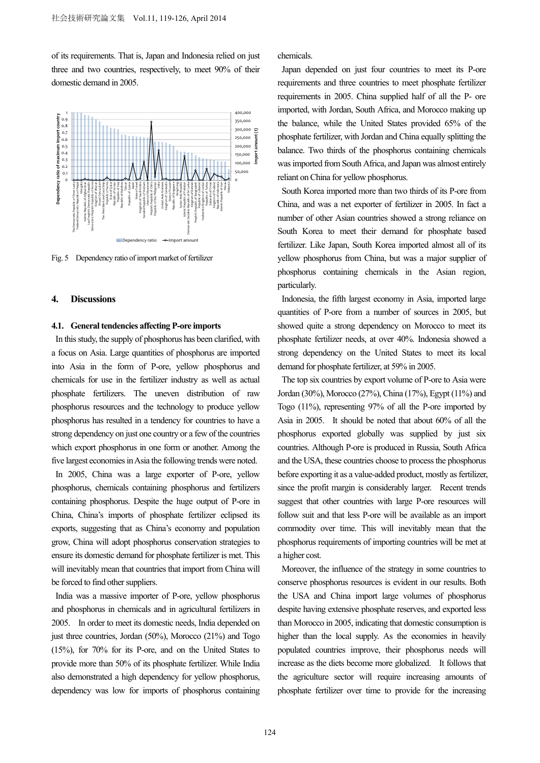of its requirements. That is, Japan and Indonesia relied on just three and two countries, respectively, to meet 90% of their domestic demand in 2005.

Fig. 5 Dependency ratio of import market of fertilizer

## 4. Discussions

### 4.1. General tendencies affecting P-ore imports

In this study, the supply of phosphorus has been clarified, with a focus on Asia. Large quantities of phosphorus are imported into Asia in the form of P-ore, yellow phosphorus and chemicals for use in the fertilizer industry as well as actual phosphate fertilizers. The uneven distribution of raw phosphorus resources and the technology to produce yellow phosphorus has resulted in a tendency for countries to have a strong dependency on just one country or a few of the countries which export phosphorus in one form or another. Among the five largest economies in Asia the following trends were noted.

In 2005, China was a large exporter of P-ore, yellow phosphorus, chemicals containing phosphorus and fertilizers containing phosphorus. Despite the huge output of P-ore in China, China's imports of phosphate fertilizer eclipsed its exports, suggesting that as China's economy and population grow, China will adopt phosphorus conservation strategies to ensure its domestic demand for phosphate fertilizer is met. This will inevitably mean that countries that import from China will be forced to find other suppliers.

India was a massive importer of P-ore, yellow phosphorus and phosphorus in chemicals and in agricultural fertilizers in 2005. In order to meet its domestic needs, India depended on just three countries, Jordan (50%), Morocco (21%) and Togo (15%), for 70% for its P-ore, and on the United States to provide more than 50% of its phosphate fertilizer. While India also demonstrated a high dependency for yellow phosphorus, dependency was low for imports of phosphorus containing chemicals.

Japan depended on just four countries to meet its P-ore requirements and three countries to meet phosphate fertilizer requirements in 2005. China supplied half of all the P- ore imported, with Jordan, South Africa, and Morocco making up the balance, while the United States provided 65% of the phosphate fertilizer, with Jordan and China equally splitting the balance. Two thirds of the phosphorus containing chemicals was imported from South Africa, and Japan was almost entirely reliant on China for yellow phosphorus.

South Korea imported more than two thirds of its P-ore from China, and was a net exporter of fertilizer in 2005. In fact a number of other Asian countries showed a strong reliance on South Korea to meet their demand for phosphate based fertilizer. Like Japan, South Korea imported almost all of its yellow phosphorus from China, but was a major supplier of phosphorus containing chemicals in the Asian region, particularly.

Indonesia, the fifth largest economy in Asia, imported large quantities of P-ore from a number of sources in 2005, but showed quite a strong dependency on Morocco to meet its phosphate fertilizer needs, at over 40%. Indonesia showed a strong dependency on the United States to meet its local demand for phosphate fertilizer, at 59% in 2005.

The top six countries by export volume of P-ore to Asia were Jordan (30%), Morocco (27%), China (17%), Egypt (11%) and Togo (11%), representing 97% of all the P-ore imported by Asia in 2005. It should be noted that about 60% of all the phosphorus exported globally was supplied by just six countries. Although P-ore is produced in Russia, South Africa and the USA, these countries choose to process the phosphorus before exporting it as a value-added product, mostly as fertilizer, since the profit margin is considerably larger. Recent trends suggest that other countries with large P-ore resources will follow suit and that less P-ore will be available as an import commodity over time. This will inevitably mean that the phosphorus requirements of importing countries will be met at a higher cost.

Moreover, the influence of the strategy in some countries to conserve phosphorus resources is evident in our results. Both the USA and China import large volumes of phosphorus despite having extensive phosphate reserves, and exported less than Morocco in 2005, indicating that domestic consumption is higher than the local supply. As the economies in heavily populated countries improve, their phosphorus needs will increase as the diets become more globalized. It follows that the agriculture sector will require increasing amounts of phosphate fertilizer over time to provide for the increasing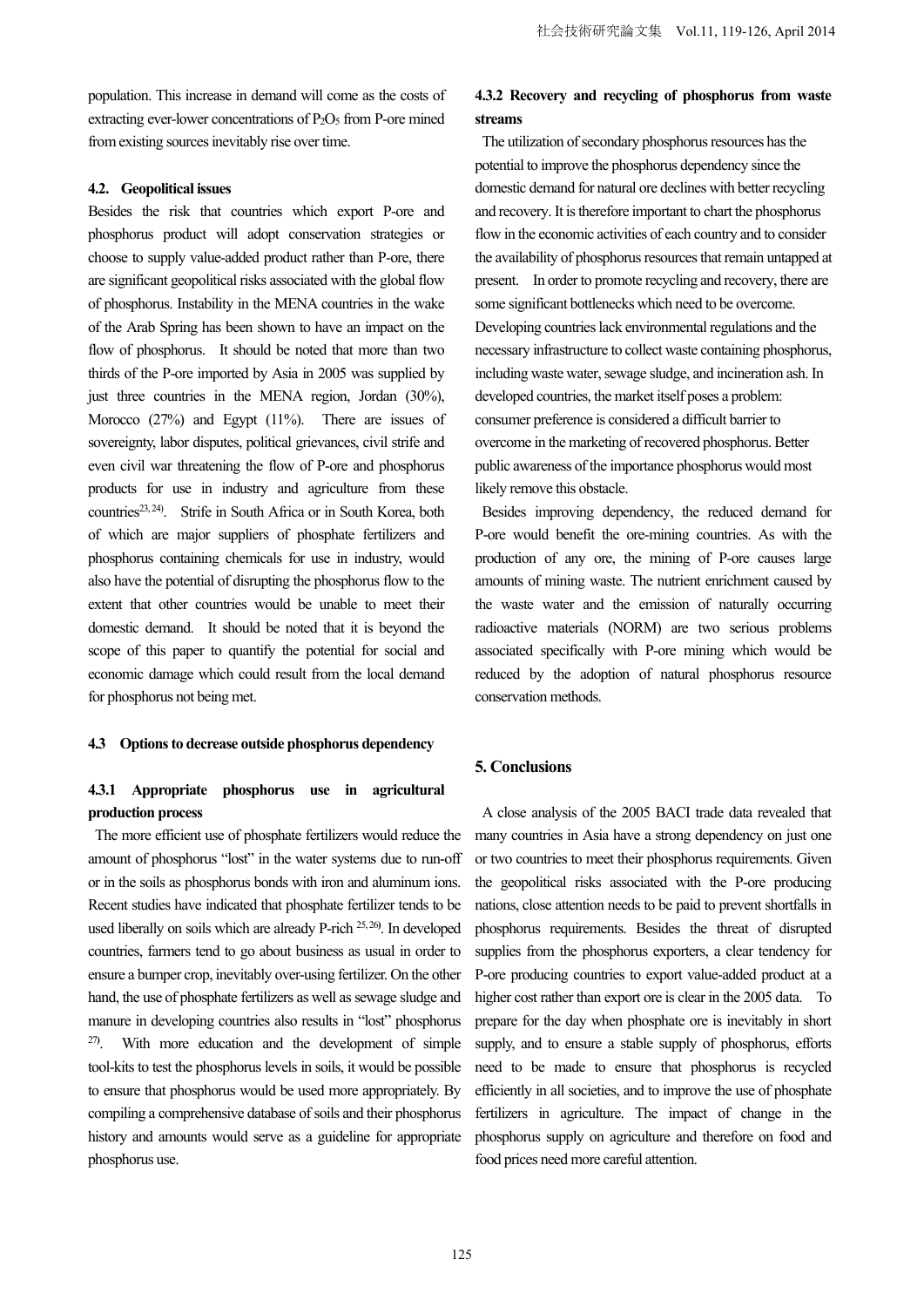population. This increase in demand will come as the costs of extracting ever-lower concentrations of $P_2O_5$ from P-ore mined from existing sources inevitably rise over time.

#### 4.2. Geopolitical issues

Besides the risk that countries which export P-ore and phosphorus product will adopt conservation strategies or choose to supply value-added product rather than P-ore, there are significant geopolitical risks associated with the global flow of phosphorus. Instability in the MENA countries in the wake of the Arab Spring has been shown to have an impact on the flow of phosphorus. It should be noted that more than two thirds of the P-ore imported by Asia in 2005 was supplied by just three countries in the MENA region, Jordan (30%), Morocco (27%) and Egypt (11%). There are issues of sovereignty, labor disputes, political grievances, civil strife and even civil war threatening the flow of P-ore and phosphorus products for use in industry and agriculture from these countries[23, 24]. Strife in South Africa or in South Korea, both of which are major suppliers of phosphate fertilizers and phosphorus containing chemicals for use in industry, would also have the potential of disrupting the phosphorus flow to the extent that other countries would be unable to meet their domestic demand. It should be noted that it is beyond the scope of this paper to quantify the potential for social and economic damage which could result from the local demand for phosphorus not being met.

#### 4.3 Options to decrease outside phosphorus dependency

#### 4.3.1 Appropriate phosphorus use in agricultural production process

The more efficient use of phosphate fertilizers would reduce the amount of phosphorus "lost" in the water systems due to run-off or in the soils as phosphorus bonds with iron and aluminum ions. Recent studies have indicated that phosphate fertilizer tends to be used liberally on soils which are already P-rich [25, 26]. In developed countries, farmers tend to go about business as usual in order to ensure a bumper crop, inevitably over-using fertilizer. On the other hand, the use of phosphate fertilizers as well as sewage sludge and manure in developing countries also results in "lost" phosphorus [27]. With more education and the development of simple tool-kits to test the phosphorus levels in soils, it would be possible to ensure that phosphorus would be used more appropriately. By compiling a comprehensive database of soils and their phosphorus history and amounts would serve as a guideline for appropriate phosphorus use.

#### 4.3.2 Recovery and recycling of phosphorus from waste streams

The utilization of secondary phosphorus resources has the potential to improve the phosphorus dependency since the domestic demand for natural ore declines with better recycling and recovery. It is therefore important to chart the phosphorus flow in the economic activities of each country and to consider the availability of phosphorus resources that remain untapped at present. In order to promote recycling and recovery, there are some significant bottlenecks which need to be overcome. Developing countries lack environmental regulations and the necessary infrastructure to collect waste containing phosphorus, including waste water, sewage sludge, and incineration ash. In developed countries, the market itself poses a problem: consumer preference is considered a difficult barrier to overcome in the marketing of recovered phosphorus. Better public awareness of the importance phosphorus would most likely remove this obstacle.

Besides improving dependency, the reduced demand for P-ore would benefit the ore-mining countries. As with the production of any ore, the mining of P-ore causes large amounts of mining waste. The nutrient enrichment caused by the waste water and the emission of naturally occurring radioactive materials (NORM) are two serious problems associated specifically with P-ore mining which would be reduced by the adoption of natural phosphorus resource conservation methods.

## 5. Conclusions

A close analysis of the 2005 BACI trade data revealed that many countries in Asia have a strong dependency on just one or two countries to meet their phosphorus requirements. Given the geopolitical risks associated with the P-ore producing nations, close attention needs to be paid to prevent shortfalls in phosphorus requirements. Besides the threat of disrupted supplies from the phosphorus exporters, a clear tendency for P-ore producing countries to export value-added product at a higher cost rather than export ore is clear in the 2005 data. To prepare for the day when phosphate ore is inevitably in short supply, and to ensure a stable supply of phosphorus, efforts need to be made to ensure that phosphorus is recycled efficiently in all societies, and to improve the use of phosphate fertilizers in agriculture. The impact of change in the phosphorus supply on agriculture and therefore on food and food prices need more careful attention.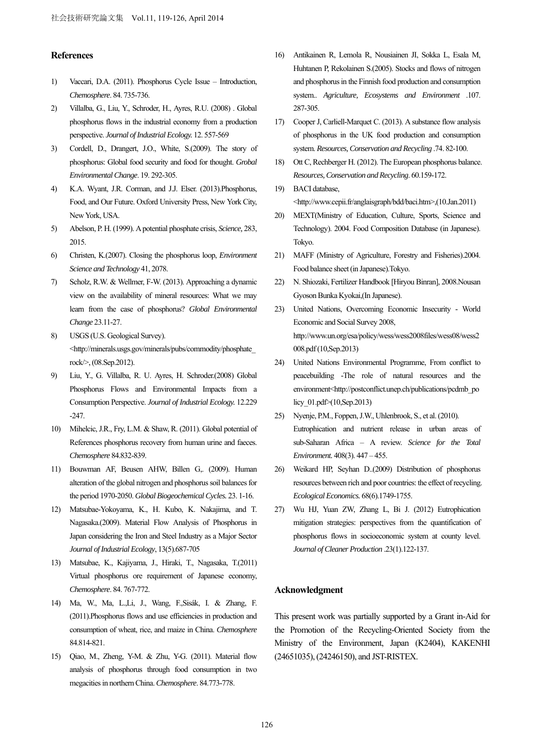## References

1) Vaccari, D.A. (2011). Phosphorus Cycle Issue – Introduction, *Chemosphere*. 84. 735-736.
2) Villalba, G., Liu, Y., Schroder, H., Ayres, R.U. (2008) . Global phosphorus flows in the industrial economy from a production perspective. *Journal of Industrial Ecology.* 12. 557-569
3) Cordell, D., Drangert, J.O., White, S.(2009). The story of phosphorus: Global food security and food for thought. *Grobal Environmental Change*. 19. 292-305.
4) K.A. Wyant, J.R. Corman, and J.J. Elser. (2013).Phosphorus, Food, and Our Future. Oxford University Press, New York City, New York, USA.
5) Abelson, P. H. (1999). A potential phosphate crisis, *Science,* 283, 2015.
6) Christen, K.(2007). Closing the phosphorus loop, *Environment Science and Technology* 41, 2078.
7) Scholz, R.W. & Wellmer, F-W. (2013). Approaching a dynamic view on the availability of mineral resources: What we may learn from the case of phosphorus? *Global Environmental Change* 23.11-27.
8) USGS (U.S. Geological Survey). <http://minerals.usgs.gov/minerals/pubs/commodity/phosphate_rock/>, (08.Sep.2012).
9) Liu, Y., G. Villalba, R. U. Ayres, H. Schroder.(2008) Global Phosphorus Flows and Environmental Impacts from a Consumption Perspective. *Journal of Industrial Ecology.* 12.229 -247.
10) Mihelcic, J.R., Fry, L.M. & Shaw, R. (2011). Global potential of References phosphorus recovery from human urine and faeces. *Chemosphere* 84.832-839.
11) Bouwman AF, Beusen AHW, Billen G,. (2009). Human alteration of the global nitrogen and phosphorus soil balances for the period 1970-2050. *Global Biogeochemical Cycles.* 23. 1-16.
12) Matsubae-Yokoyama, K., H. Kubo, K. Nakajima, and T. Nagasaka.(2009). Material Flow Analysis of Phosphorus in Japan considering the Iron and Steel Industry as a Major Sector *Journal of Industrial Ecology*, 13(5).687-705
13) Matsubae, K., Kajiyama, J., Hiraki, T., Nagasaka, T.(2011) Virtual phosphorus ore requirement of Japanese economy, *Chemosphere*. 84. 767-772.
14) Ma, W., Ma, L.,Li, J., Wang, F.,Sisák, I. & Zhang, F. (2011).Phosphorus flows and use efficiencies in production and consumption of wheat, rice, and maize in China. *Chemosphere* 84.814-821.
15) Qiao, M., Zheng, Y-M. & Zhu, Y-G. (2011). Material flow analysis of phosphorus through food consumption in two megacities in northern China. *Chemosphere*. 84.773-778.
16) Antikainen R, Lemola R, Nousiainen JI, Sokka L, Esala M, Huhtanen P, Rekolainen S.(2005). Stocks and flows of nitrogen and phosphorus in the Finnish food production and consumption system.. *Agriculture, Ecosystems and Environment* .107. 287-305.
17) Cooper J, Carliell-Marquet C. (2013). A substance flow analysis of phosphorus in the UK food production and consumption system. *Resources, Conservation and Recycling* .74. 82-100.
18) Ott C, Rechberger H. (2012). The European phosphorus balance. *Resources, Conservation and Recycling*. 60.159-172.
19) BACI database, <http://www.cepii.fr/anglaisgraph/bdd/baci.htm>,(10.Jan.2011)
20) MEXT(Ministry of Education, Culture, Sports, Science and Technology). 2004. Food Composition Database (in Japanese). Tokyo.
21) MAFF (Ministry of Agriculture, Forestry and Fisheries).2004. Food balance sheet (in Japanese).Tokyo.
22) N. Shiozaki, Fertilizer Handbook [Hiryou Binran], 2008.Nousan Gyoson Bunka Kyokai,(In Japanese).
23) United Nations, Overcoming Economic Insecurity - World Economic and Social Survey 2008, http://www.un.org/esa/policy/wess/wess2008files/wess08/wess2008.pdf (10,Sep.2013)
24) United Nations Environmental Programme, From conflict to peacebuilding -The role of natural resources and the environment<http://postconflict.unep.ch/publications/pcdmb_policy_01.pdf>(10,Sep.2013)
25) Nyenje, P.M., Foppen, J.W., Uhlenbrook, S., et al. (2010). Eutrophication and nutrient release in urban areas of sub-Saharan Africa – A review. *Science for the Total Environment.* 408(3). 447 – 455.
26) Weikard HP, Seyhan D..(2009) Distribution of phosphorus resources between rich and poor countries: the effect of recycling. *Ecological Economics.* 68(6).1749-1755.
27) Wu HJ, Yuan ZW, Zhang L, Bi J. (2012) Eutrophication mitigation strategies: perspectives from the quantification of phosphorus flows in socioeconomic system at county level. *Journal of Cleaner Production* .23(1).122-137.

## Acknowledgment

This present work was partially supported by a Grant in-Aid for the Promotion of the Recycling-Oriented Society from the Ministry of the Environment, Japan (K2404), KAKENHI (24651035), (24246150), and JST-RISTEX.